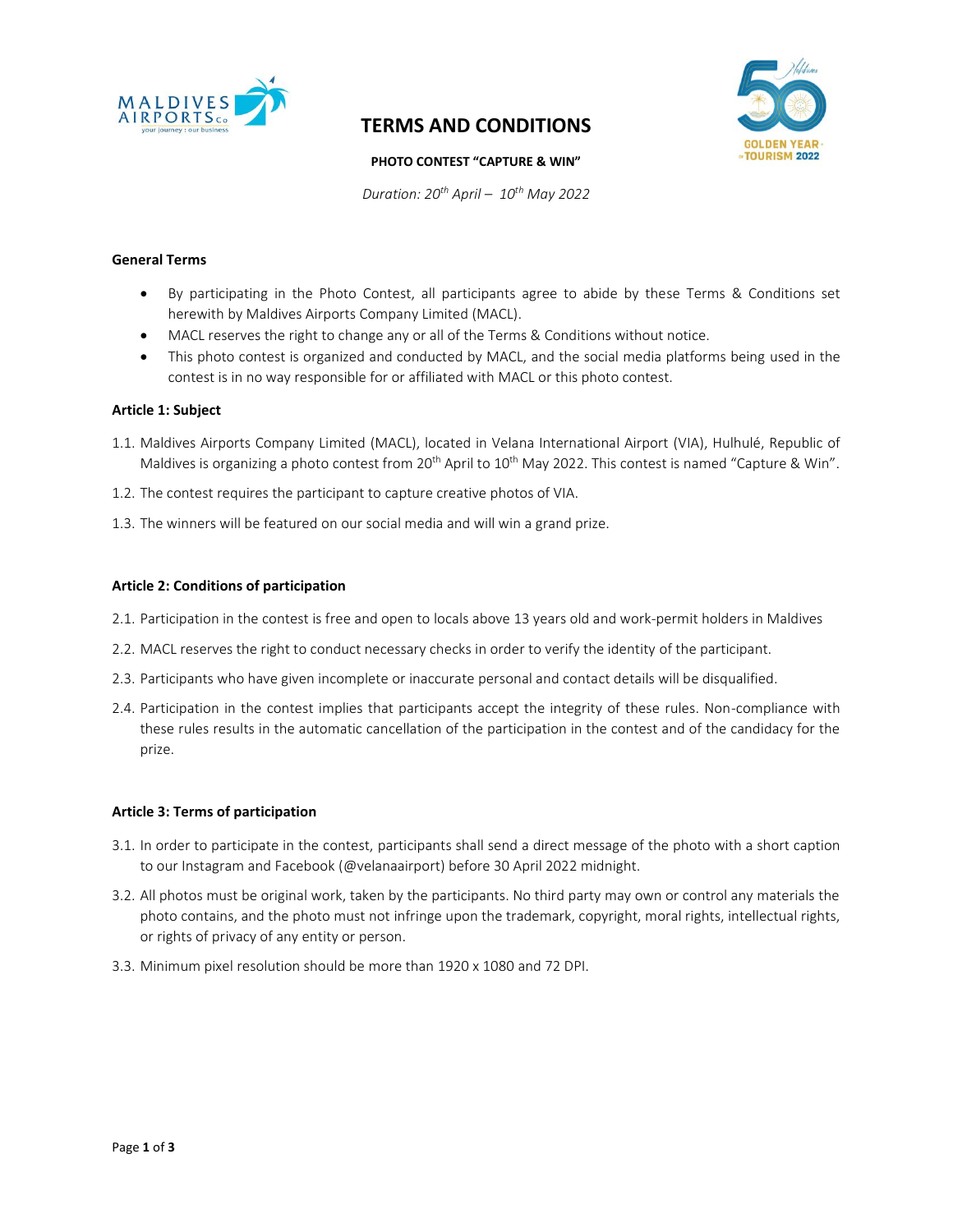# TERMS AND CONDITIONS

**PHOTO CONTEST "CAPTURE & WIN"**

*Duration: 20th April – 10th May 2022*

**General Terms**

- By participating in the Photo Contest, all participants agree to abide by these Terms & Conditions set herewith by Maldives Airports Company Limited (MACL).
- MACL reserves the right to change any or all of the Terms & Conditions without notice.
- This photo contest is organized and conducted by MACL, and the social media platforms being used in the contest is in no way responsible for or affiliated with MACL or this photo contest.

**Article 1: Subject**

1.1. Maldives Airports Company Limited (MACL), located in Velana International Airport (VIA), Hulhulé, Republic of Maldives is organizing a photo contest from 20th April to 10th May 2022. This contest is named "Capture & Win".

1.2. The contest requires the participant to capture creative photos of VIA.

1.3. The winners will be featured on our social media and will win a grand prize.

**Article 2: Conditions of participation**

2.1. Participation in the contest is free and open to locals above 13 years old and work-permit holders in Maldives

2.2. MACL reserves the right to conduct necessary checks in order to verify the identity of the participant.

2.3. Participants who have given incomplete or inaccurate personal and contact details will be disqualified.

2.4. Participation in the contest implies that participants accept the integrity of these rules. Non-compliance with these rules results in the automatic cancellation of the participation in the contest and of the candidacy for the prize.

**Article 3: Terms of participation**

3.1. In order to participate in the contest, participants shall send a direct message of the photo with a short caption to our Instagram and Facebook (@velanaairport) before 30 April 2022 midnight.

3.2. All photos must be original work, taken by the participants. No third party may own or control any materials the photo contains, and the photo must not infringe upon the trademark, copyright, moral rights, intellectual rights, or rights of privacy of any entity or person.

3.3. Minimum pixel resolution should be more than 1920 x 1080 and 72 DPI.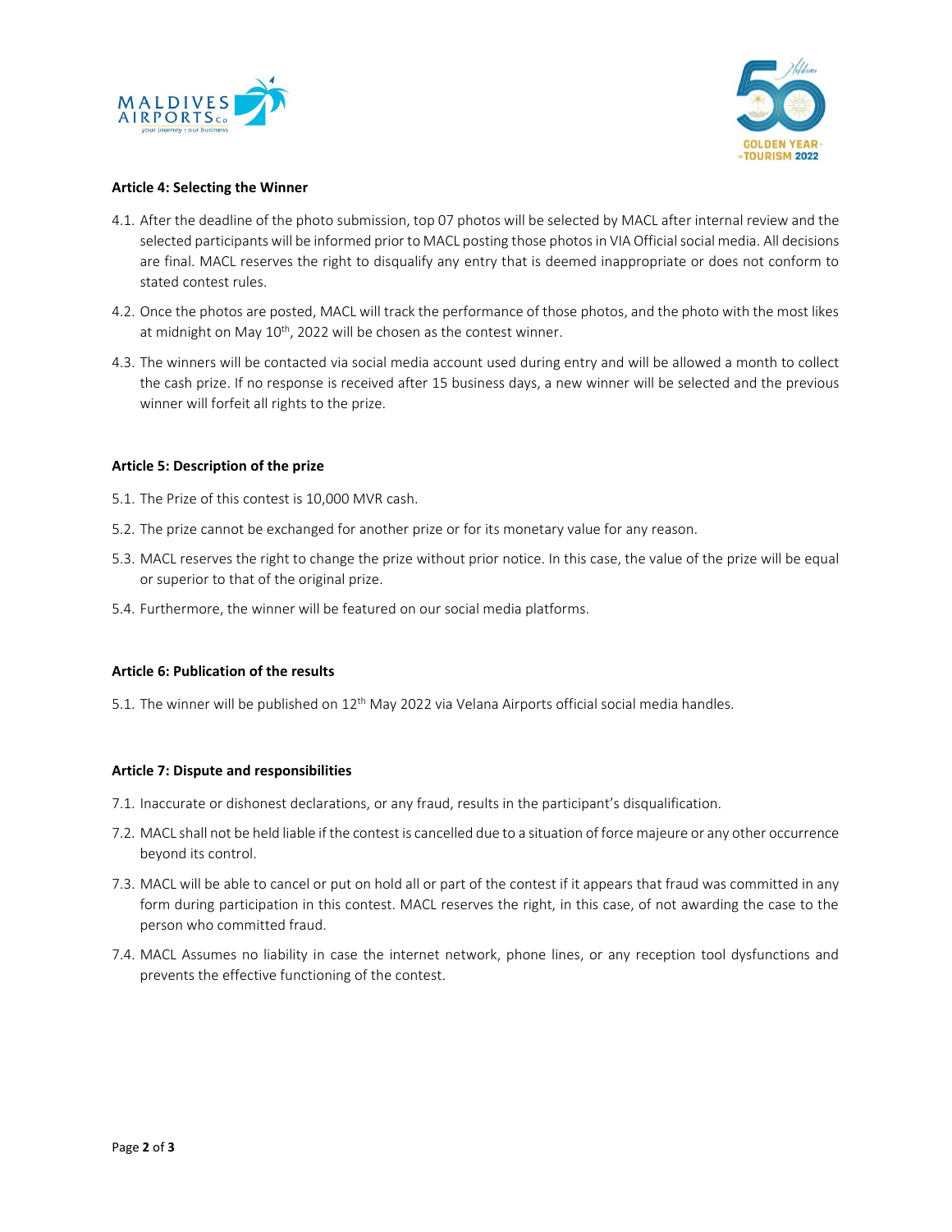**Article 4: Selecting the Winner**

4.1. After the deadline of the photo submission, top 07 photos will be selected by MACL after internal review and the selected participants will be informed prior to MACL posting those photos in VIA Official social media. All decisions are final. MACL reserves the right to disqualify any entry that is deemed inappropriate or does not conform to stated contest rules.

4.2. Once the photos are posted, MACL will track the performance of those photos, and the photo with the most likes at midnight on May 10th, 2022 will be chosen as the contest winner.

4.3. The winners will be contacted via social media account used during entry and will be allowed a month to collect the cash prize. If no response is received after 15 business days, a new winner will be selected and the previous winner will forfeit all rights to the prize.

**Article 5: Description of the prize**

5.1. The Prize of this contest is 10,000 MVR cash.

5.2. The prize cannot be exchanged for another prize or for its monetary value for any reason.

5.3. MACL reserves the right to change the prize without prior notice. In this case, the value of the prize will be equal or superior to that of the original prize.

5.4. Furthermore, the winner will be featured on our social media platforms.

**Article 6: Publication of the results**

5.1. The winner will be published on 12th May 2022 via Velana Airports official social media handles.

**Article 7: Dispute and responsibilities**

7.1. Inaccurate or dishonest declarations, or any fraud, results in the participant's disqualification.

7.2. MACL shall not be held liable if the contest is cancelled due to a situation of force majeure or any other occurrence beyond its control.

7.3. MACL will be able to cancel or put on hold all or part of the contest if it appears that fraud was committed in any form during participation in this contest. MACL reserves the right, in this case, of not awarding the case to the person who committed fraud.

7.4. MACL Assumes no liability in case the internet network, phone lines, or any reception tool dysfunctions and prevents the effective functioning of the contest.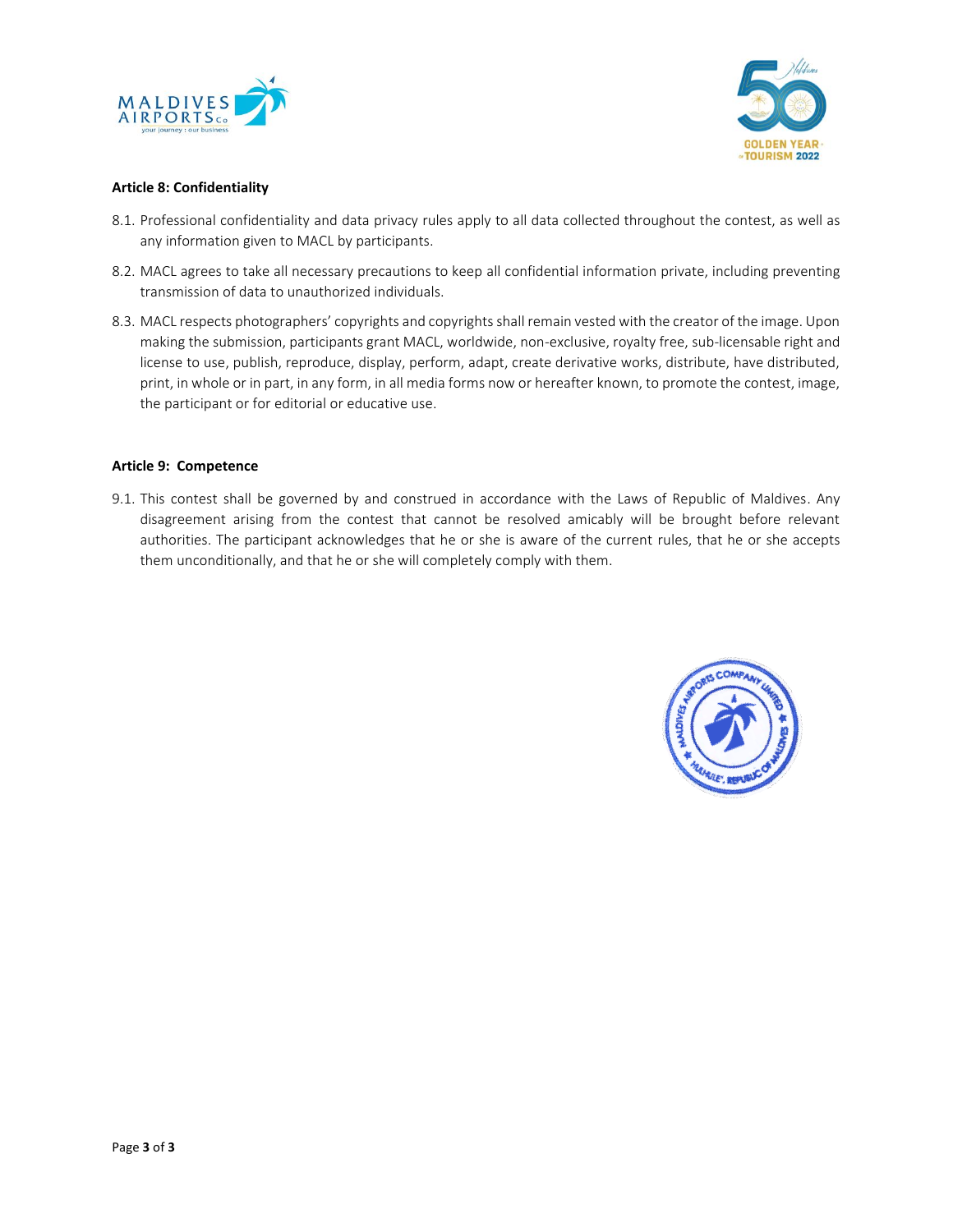**Article 8: Confidentiality**

8.1. Professional confidentiality and data privacy rules apply to all data collected throughout the contest, as well as any information given to MACL by participants.

8.2. MACL agrees to take all necessary precautions to keep all confidential information private, including preventing transmission of data to unauthorized individuals.

8.3. MACL respects photographers' copyrights and copyrights shall remain vested with the creator of the image. Upon making the submission, participants grant MACL, worldwide, non-exclusive, royalty free, sub-licensable right and license to use, publish, reproduce, display, perform, adapt, create derivative works, distribute, have distributed, print, in whole or in part, in any form, in all media forms now or hereafter known, to promote the contest, image, the participant or for editorial or educative use.

**Article 9: Competence**

9.1. This contest shall be governed by and construed in accordance with the Laws of Republic of Maldives. Any disagreement arising from the contest that cannot be resolved amicably will be brought before relevant authorities. The participant acknowledges that he or she is aware of the current rules, that he or she accepts them unconditionally, and that he or she will completely comply with them.